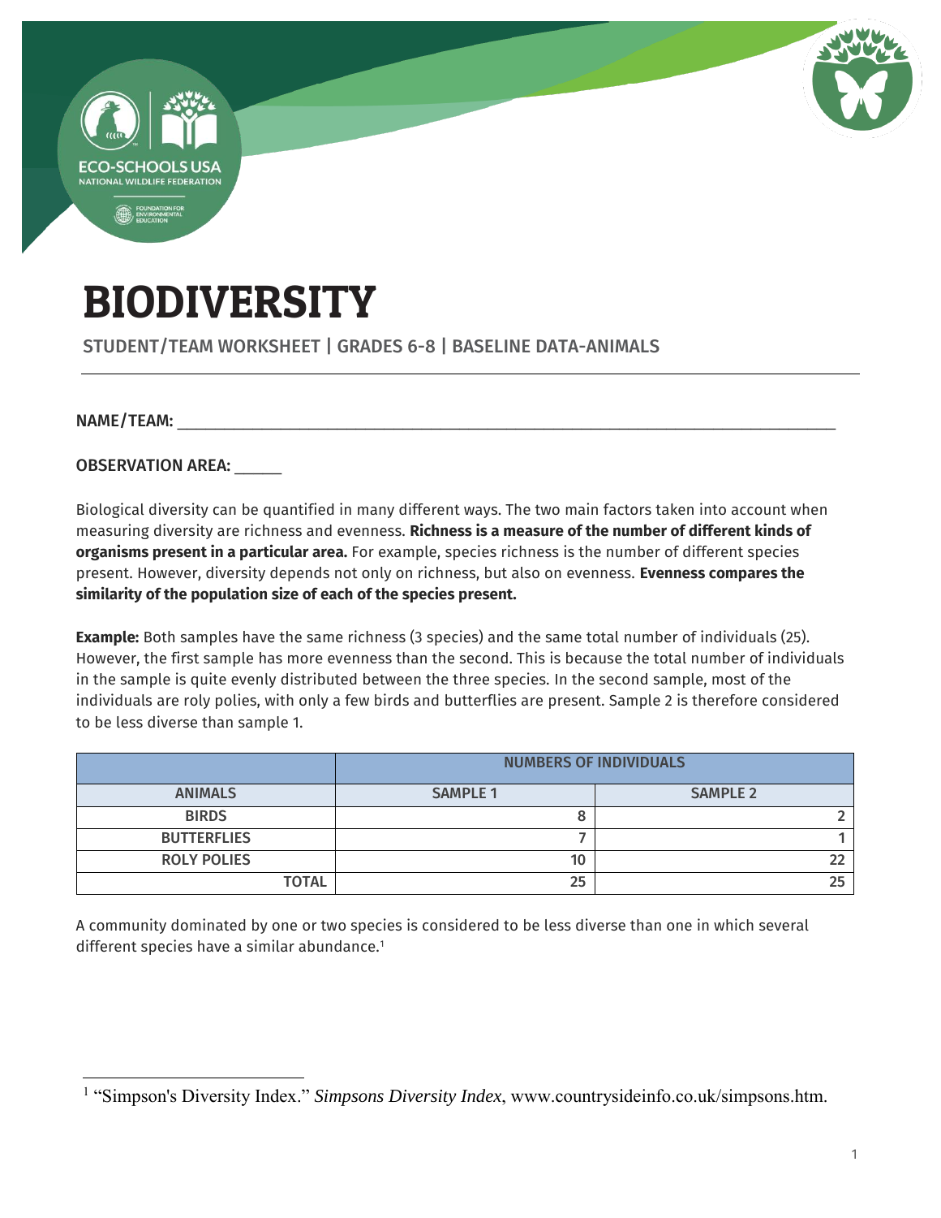# BIODIVERSITY

STUDENT/TEAM WORKSHEET | GRADES 6-8 | BASELINE DATA-ANIMALS

NAME/TEAM: ___________________________________________________________________________

OBSERVATION AREA: _____

Biological diversity can be quantified in many different ways. The two main factors taken into account when measuring diversity are richness and evenness. **Richness is a measure of the number of different kinds of organisms present in a particular area.** For example, species richness is the number of different species present. However, diversity depends not only on richness, but also on evenness. **Evenness compares the similarity of the population size of each of the species present.**

**Example:** Both samples have the same richness (3 species) and the same total number of individuals (25). However, the first sample has more evenness than the second. This is because the total number of individuals in the sample is quite evenly distributed between the three species. In the second sample, most of the individuals are roly polies, with only a few birds and butterflies are present. Sample 2 is therefore considered to be less diverse than sample 1.

| | NUMBERS OF INDIVIDUALS | |
|---|---|---|
| **ANIMALS** | **SAMPLE 1** | **SAMPLE 2** |
| **BIRDS** | 8 | 2 |
| **BUTTERFLIES** | 7 | 1 |
| **ROLY POLIES** | 10 | 22 |
| **TOTAL** | 25 | 25 |

A community dominated by one or two species is considered to be less diverse than one in which several different species have a similar abundance.[1]

[1] "Simpson's Diversity Index." *Simpsons Diversity Index*, www.countrysideinfo.co.uk/simpsons.htm.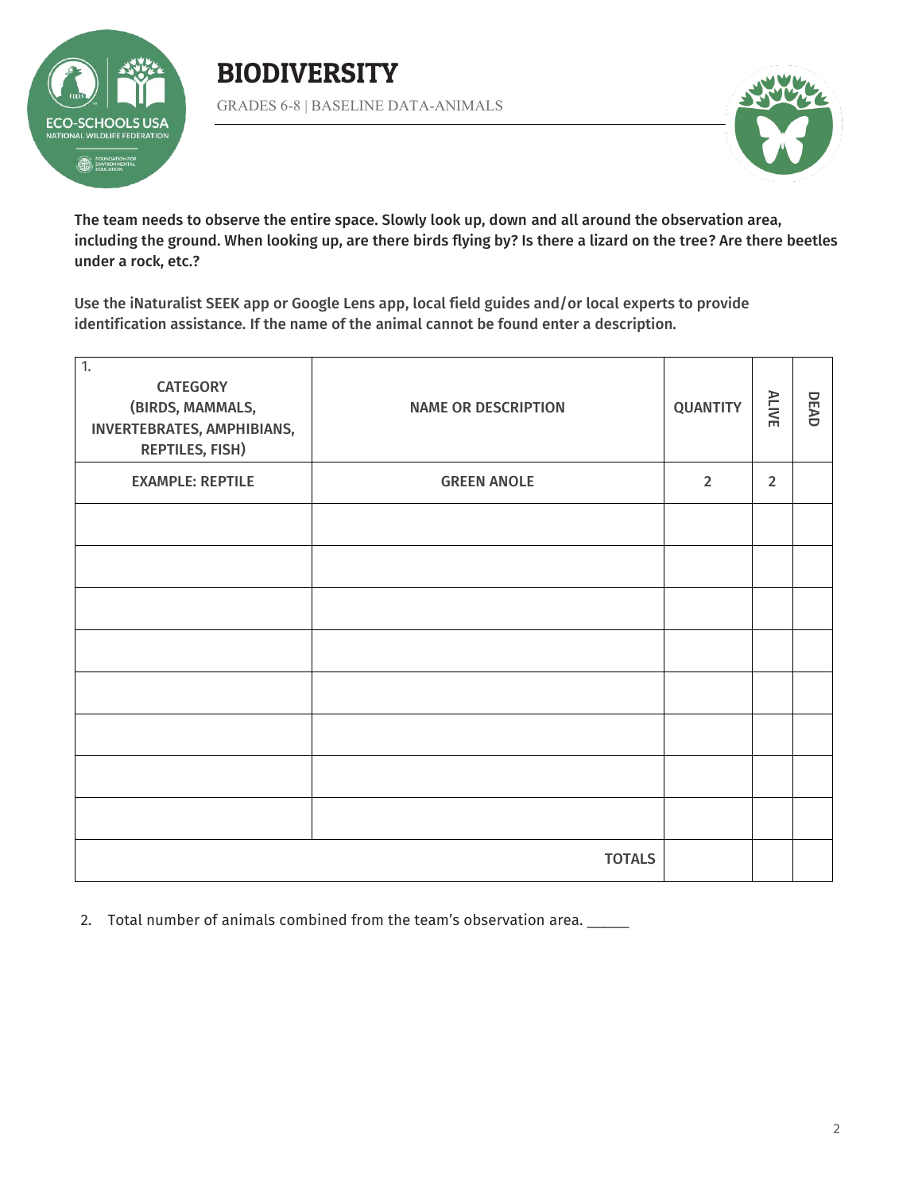# BIODIVERSITY

GRADES 6-8 | BASELINE DATA-ANIMALS

**The team needs to observe the entire space. Slowly look up, down and all around the observation area, including the ground. When looking up, are there birds flying by? Is there a lizard on the tree? Are there beetles under a rock, etc.?**

**Use the iNaturalist SEEK app or Google Lens app, local field guides and/or local experts to provide identification assistance. If the name of the animal cannot be found enter a description.**

| 1. CATEGORY (BIRDS, MAMMALS, INVERTEBRATES, AMPHIBIANS, REPTILES, FISH) | NAME OR DESCRIPTION | QUANTITY | ALIVE | DEAD |
|---|---|---|---|---|
| EXAMPLE: REPTILE | GREEN ANOLE | 2 | 2 | |
| | | | | |
| | | | | |
| | | | | |
| | | | | |
| | | | | |
| | | | | |
| | | | | |
| | | | | |
| | TOTALS | | | |

2. Total number of animals combined from the team's observation area. ______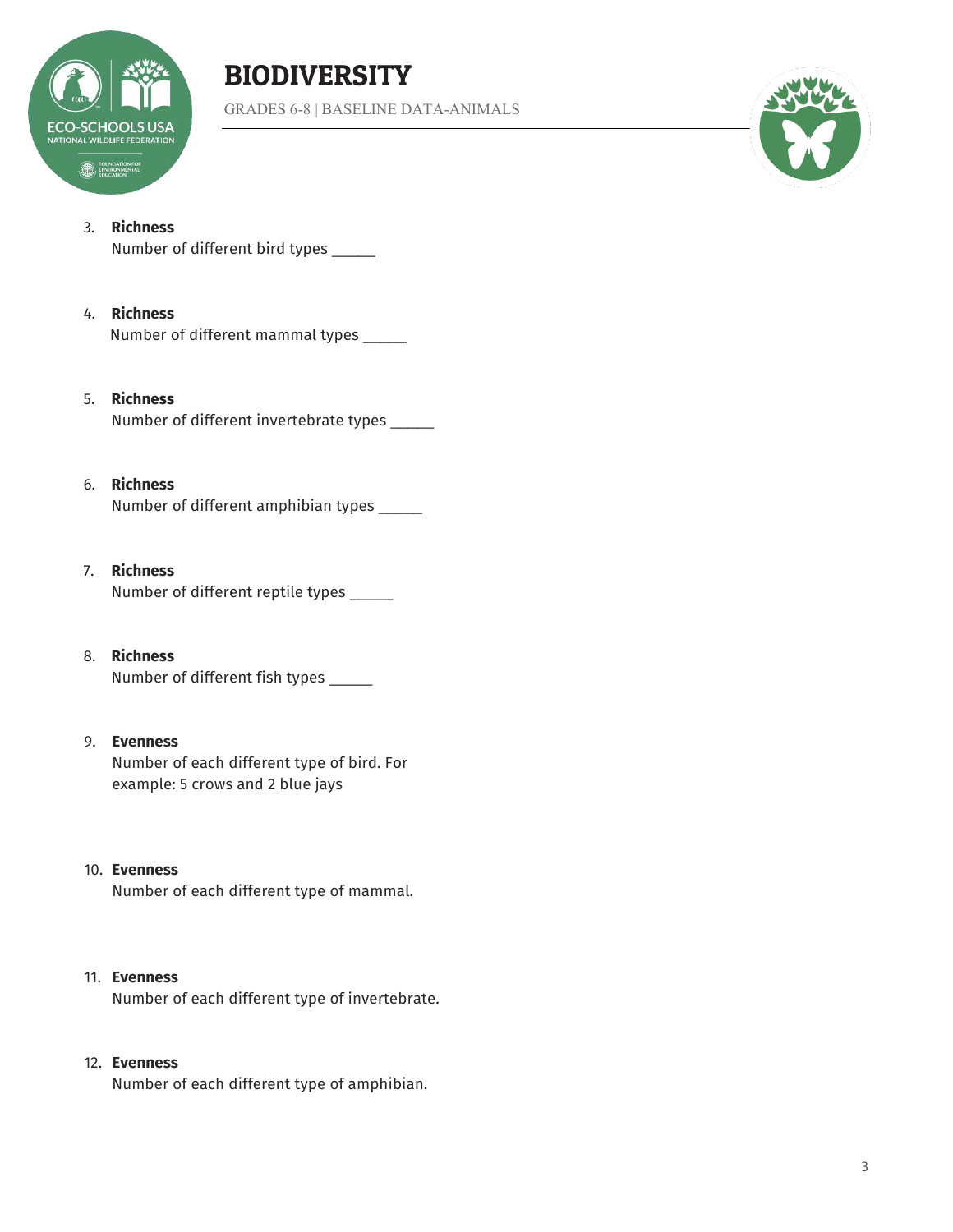3. **Richness**
   Number of different bird types _____

4. **Richness**
   Number of different mammal types _____

5. **Richness**
   Number of different invertebrate types _____

6. **Richness**
   Number of different amphibian types _____

7. **Richness**
   Number of different reptile types _____

8. **Richness**
   Number of different fish types _____

9. **Evenness**
   Number of each different type of bird. For example: 5 crows and 2 blue jays

10. **Evenness**
    Number of each different type of mammal.

11. **Evenness**
    Number of each different type of invertebrate.

12. **Evenness**
    Number of each different type of amphibian.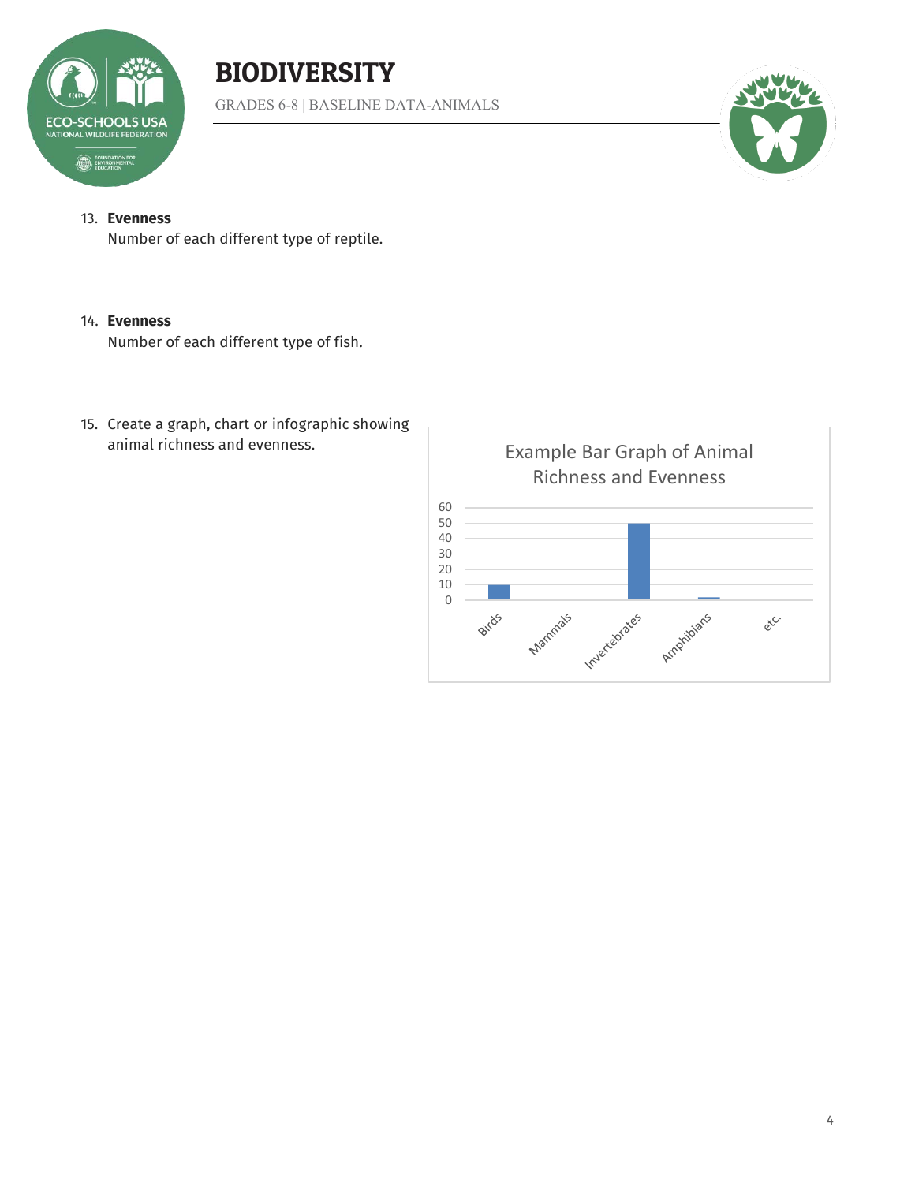13. **Evenness**
    Number of each different type of reptile.

14. **Evenness**
    Number of each different type of fish.

15. Create a graph, chart or infographic showing animal richness and evenness.

Example Bar Graph of Animal Richness and Evenness

60
50
40
30
20
10
0

Birds
Mammals
Invertebrates
Amphibians
etc.